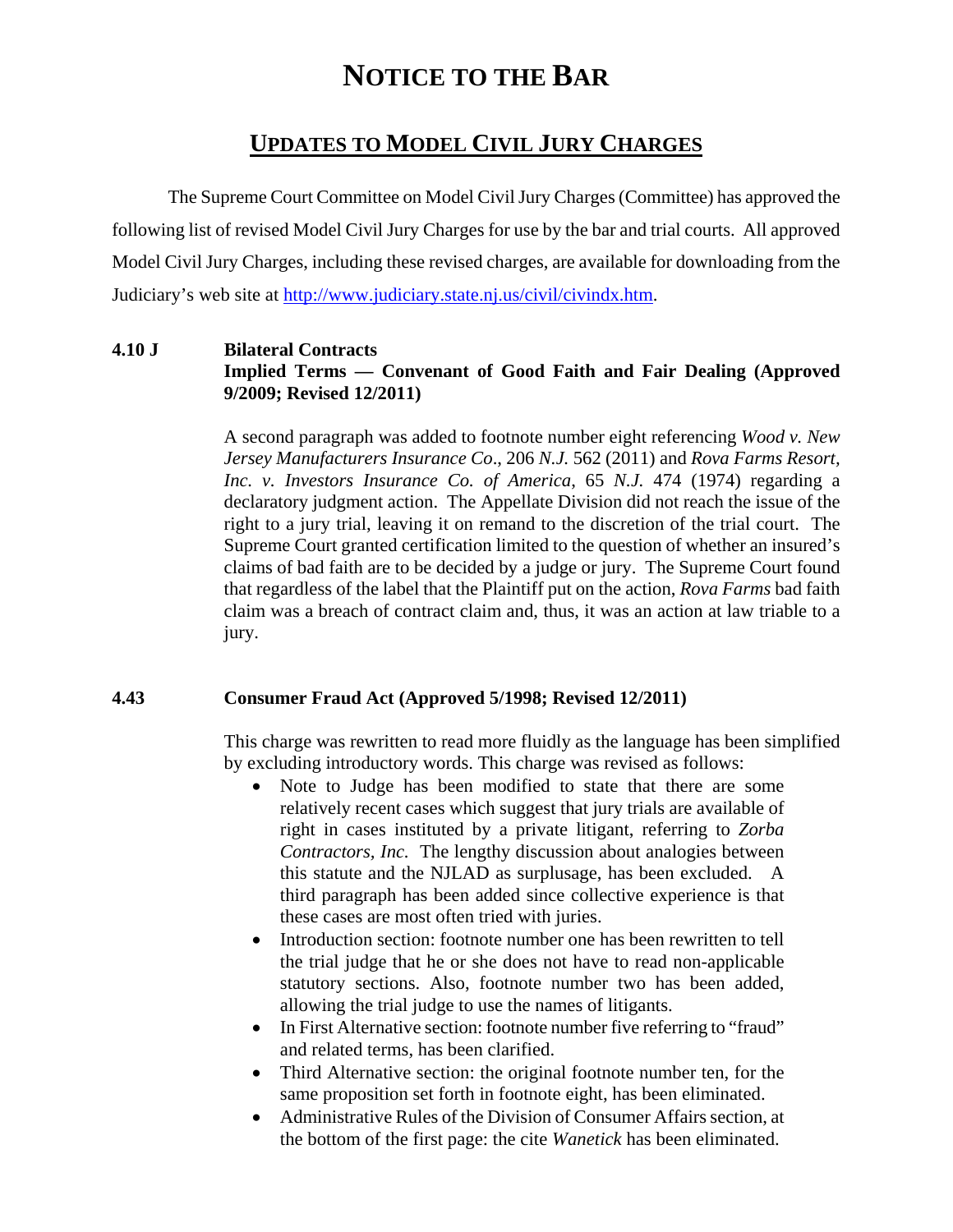# NOTICE TO THE BAR

## UPDATES TO MODEL CIVIL JURY CHARGES

The Supreme Court Committee on Model Civil Jury Charges (Committee) has approved the following list of revised Model Civil Jury Charges for use by the bar and trial courts. All approved Model Civil Jury Charges, including these revised charges, are available for downloading from the Judiciary's web site at http://www.judiciary.state.nj.us/civil/civindx.htm.

### 4.10 J Bilateral Contracts
### Implied Terms — Convenant of Good Faith and Fair Dealing (Approved 9/2009; Revised 12/2011)

A second paragraph was added to footnote number eight referencing *Wood v. New Jersey Manufacturers Insurance Co*., 206 *N.J.* 562 (2011) and *Rova Farms Resort, Inc. v. Investors Insurance Co. of America*, 65 *N.J.* 474 (1974) regarding a declaratory judgment action. The Appellate Division did not reach the issue of the right to a jury trial, leaving it on remand to the discretion of the trial court. The Supreme Court granted certification limited to the question of whether an insured's claims of bad faith are to be decided by a judge or jury. The Supreme Court found that regardless of the label that the Plaintiff put on the action, *Rova Farms* bad faith claim was a breach of contract claim and, thus, it was an action at law triable to a jury.

### 4.43 Consumer Fraud Act (Approved 5/1998; Revised 12/2011)

This charge was rewritten to read more fluidly as the language has been simplified by excluding introductory words. This charge was revised as follows:

- Note to Judge has been modified to state that there are some relatively recent cases which suggest that jury trials are available of right in cases instituted by a private litigant, referring to *Zorba Contractors, Inc.* The lengthy discussion about analogies between this statute and the NJLAD as surplusage, has been excluded. A third paragraph has been added since collective experience is that these cases are most often tried with juries.
- Introduction section: footnote number one has been rewritten to tell the trial judge that he or she does not have to read non-applicable statutory sections. Also, footnote number two has been added, allowing the trial judge to use the names of litigants.
- In First Alternative section: footnote number five referring to "fraud" and related terms, has been clarified.
- Third Alternative section: the original footnote number ten, for the same proposition set forth in footnote eight, has been eliminated.
- Administrative Rules of the Division of Consumer Affairs section, at the bottom of the first page: the cite *Wanetick* has been eliminated.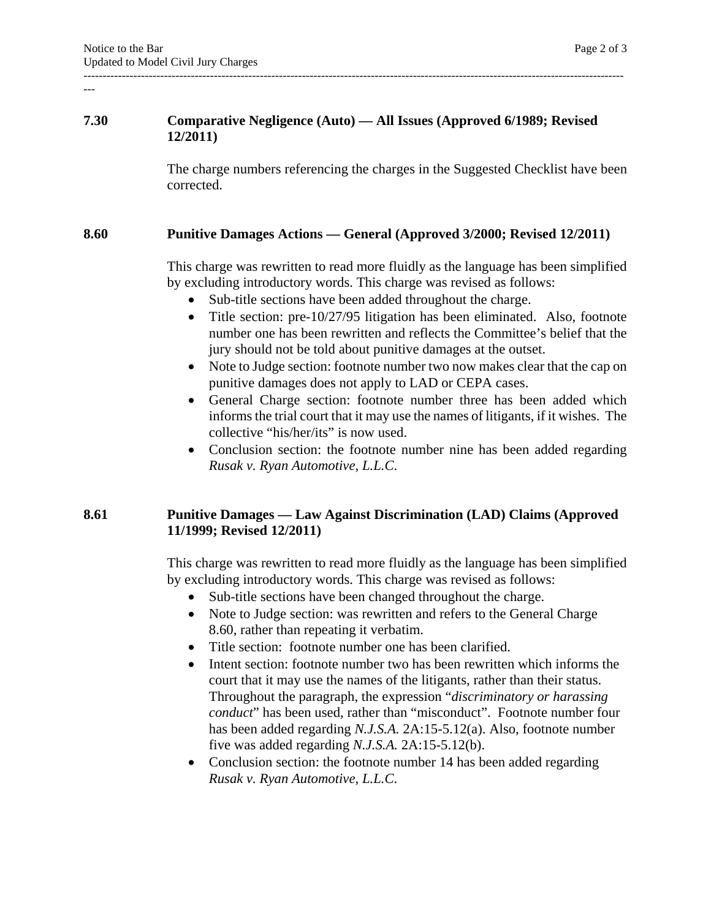### 7.30 Comparative Negligence (Auto) — All Issues (Approved 6/1989; Revised 12/2011)

The charge numbers referencing the charges in the Suggested Checklist have been corrected.

### 8.60 Punitive Damages Actions — General (Approved 3/2000; Revised 12/2011)

This charge was rewritten to read more fluidly as the language has been simplified by excluding introductory words. This charge was revised as follows:

- Sub-title sections have been added throughout the charge.
- Title section: pre-10/27/95 litigation has been eliminated. Also, footnote number one has been rewritten and reflects the Committee's belief that the jury should not be told about punitive damages at the outset.
- Note to Judge section: footnote number two now makes clear that the cap on punitive damages does not apply to LAD or CEPA cases.
- General Charge section: footnote number three has been added which informs the trial court that it may use the names of litigants, if it wishes. The collective "his/her/its" is now used.
- Conclusion section: the footnote number nine has been added regarding *Rusak v. Ryan Automotive, L.L.C.*

### 8.61 Punitive Damages — Law Against Discrimination (LAD) Claims (Approved 11/1999; Revised 12/2011)

This charge was rewritten to read more fluidly as the language has been simplified by excluding introductory words. This charge was revised as follows:

- Sub-title sections have been changed throughout the charge.
- Note to Judge section: was rewritten and refers to the General Charge 8.60, rather than repeating it verbatim.
- Title section: footnote number one has been clarified.
- Intent section: footnote number two has been rewritten which informs the court that it may use the names of the litigants, rather than their status. Throughout the paragraph, the expression "*discriminatory or harassing conduct*" has been used, rather than "misconduct". Footnote number four has been added regarding *N.J.S.A.* 2A:15-5.12(a). Also, footnote number five was added regarding *N.J.S.A.* 2A:15-5.12(b).
- Conclusion section: the footnote number 14 has been added regarding *Rusak v. Ryan Automotive, L.L.C.*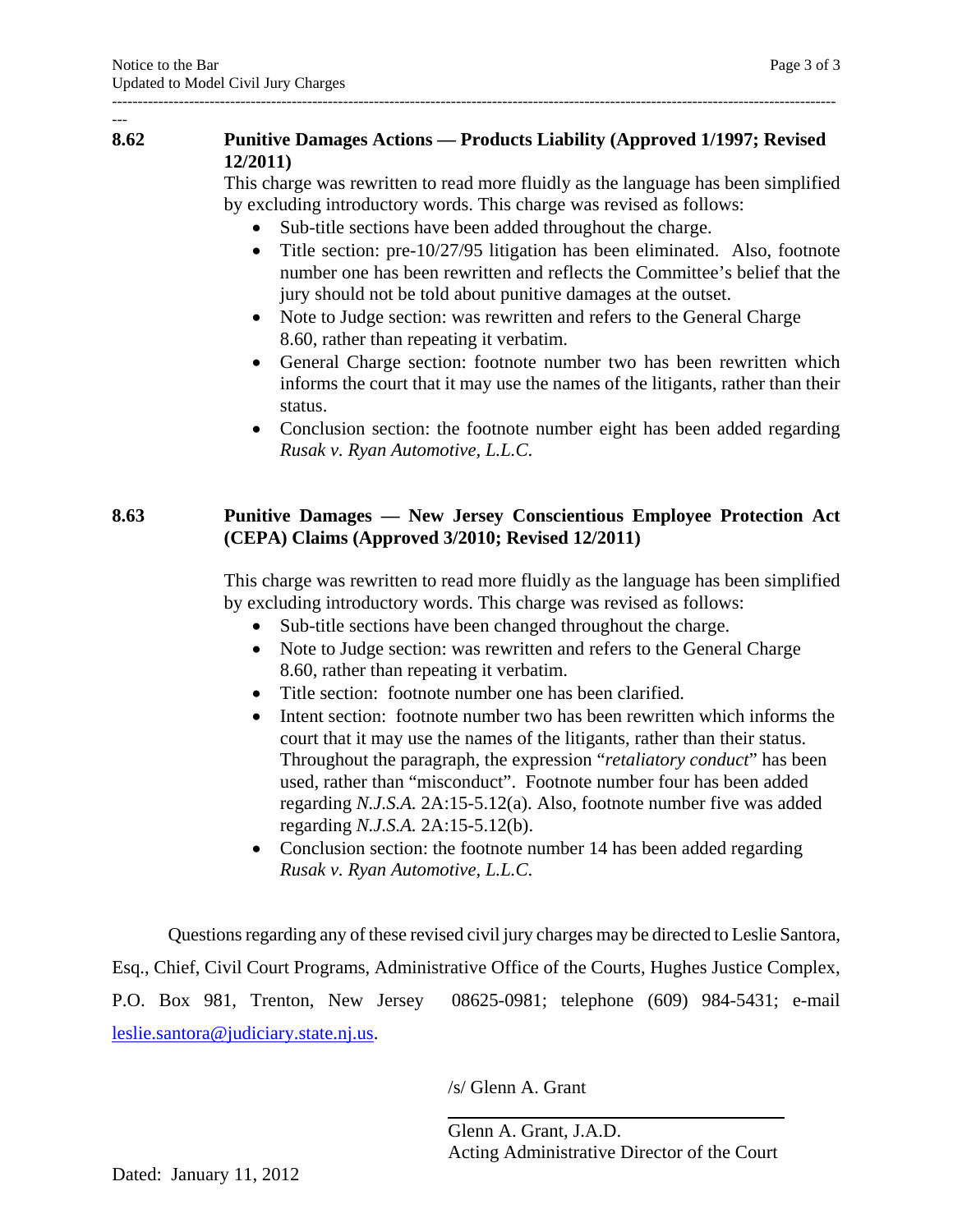**8.62 Punitive Damages Actions — Products Liability (Approved 1/1997; Revised 12/2011)**

This charge was rewritten to read more fluidly as the language has been simplified by excluding introductory words. This charge was revised as follows:

- Sub-title sections have been added throughout the charge.
- Title section: pre-10/27/95 litigation has been eliminated. Also, footnote number one has been rewritten and reflects the Committee's belief that the jury should not be told about punitive damages at the outset.
- Note to Judge section: was rewritten and refers to the General Charge 8.60, rather than repeating it verbatim.
- General Charge section: footnote number two has been rewritten which informs the court that it may use the names of the litigants, rather than their status.
- Conclusion section: the footnote number eight has been added regarding *Rusak v. Ryan Automotive, L.L.C.*

**8.63 Punitive Damages — New Jersey Conscientious Employee Protection Act (CEPA) Claims (Approved 3/2010; Revised 12/2011)**

This charge was rewritten to read more fluidly as the language has been simplified by excluding introductory words. This charge was revised as follows:

- Sub-title sections have been changed throughout the charge.
- Note to Judge section: was rewritten and refers to the General Charge 8.60, rather than repeating it verbatim.
- Title section: footnote number one has been clarified.
- Intent section: footnote number two has been rewritten which informs the court that it may use the names of the litigants, rather than their status. Throughout the paragraph, the expression "*retaliatory conduct*" has been used, rather than "misconduct". Footnote number four has been added regarding *N.J.S.A.* 2A:15-5.12(a). Also, footnote number five was added regarding *N.J.S.A.* 2A:15-5.12(b).
- Conclusion section: the footnote number 14 has been added regarding *Rusak v. Ryan Automotive, L.L.C.*

Questions regarding any of these revised civil jury charges may be directed to Leslie Santora, Esq., Chief, Civil Court Programs, Administrative Office of the Courts, Hughes Justice Complex, P.O. Box 981, Trenton, New Jersey 08625-0981; telephone (609) 984-5431; e-mail leslie.santora@judiciary.state.nj.us.

/s/ Glenn A. Grant

Glenn A. Grant, J.A.D.
Acting Administrative Director of the Court

Dated: January 11, 2012